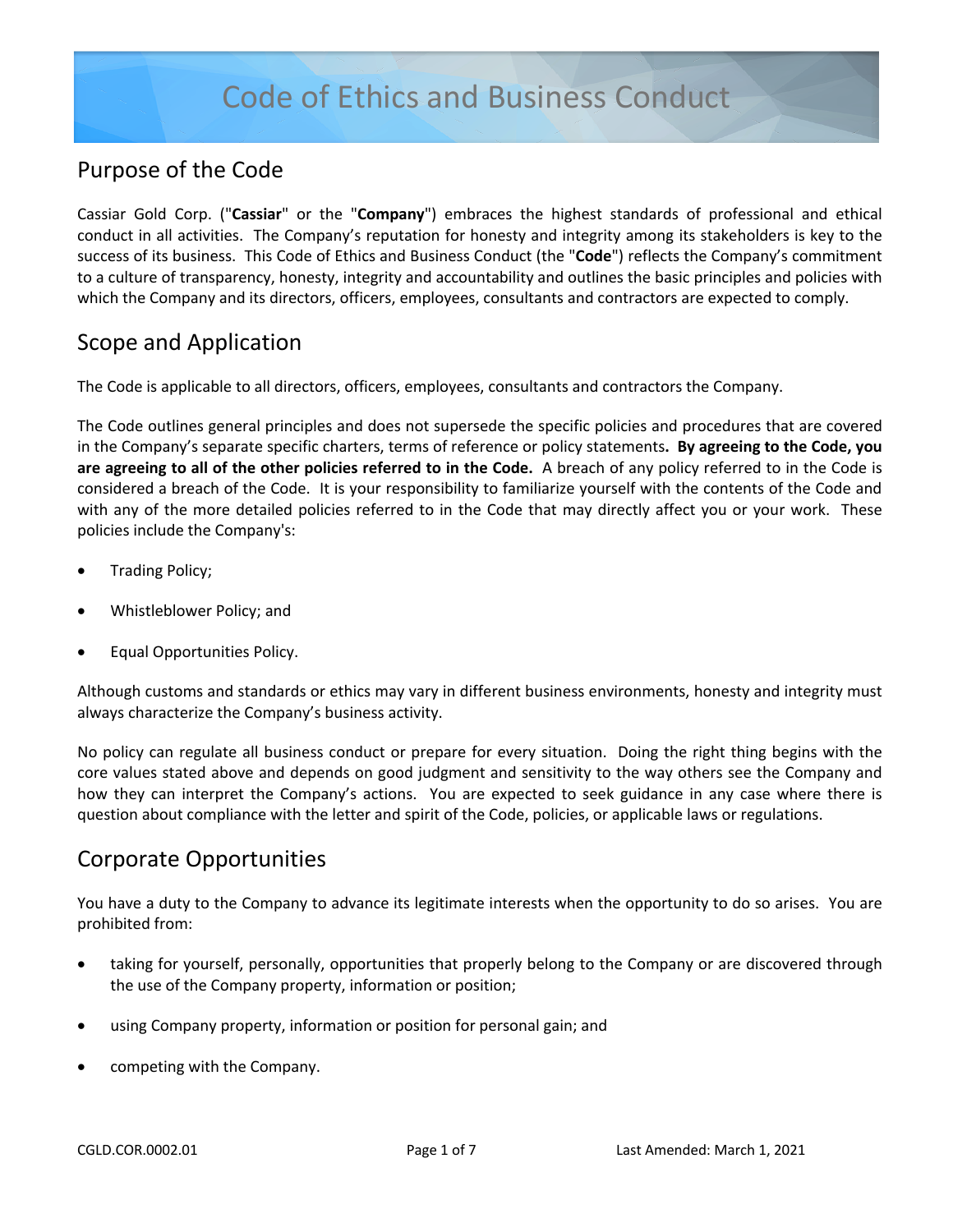# Code of Ethics and Business Conduct

## Purpose of the Code

Cassiar Gold Corp. ("**Cassiar**" or the "**Company**") embraces the highest standards of professional and ethical conduct in all activities. The Company's reputation for honesty and integrity among its stakeholders is key to the success of its business. This Code of Ethics and Business Conduct (the "**Code**") reflects the Company's commitment to a culture of transparency, honesty, integrity and accountability and outlines the basic principles and policies with which the Company and its directors, officers, employees, consultants and contractors are expected to comply.

## Scope and Application

The Code is applicable to all directors, officers, employees, consultants and contractors the Company.

The Code outlines general principles and does not supersede the specific policies and procedures that are covered in the Company's separate specific charters, terms of reference or policy statements. **By agreeing to the Code, you are agreeing to all of the other policies referred to in the Code.** A breach of any policy referred to in the Code is considered a breach of the Code. It is your responsibility to familiarize yourself with the contents of the Code and with any of the more detailed policies referred to in the Code that may directly affect you or your work. These policies include the Company's:

- Trading Policy;
- Whistleblower Policy; and
- Equal Opportunities Policy.

Although customs and standards or ethics may vary in different business environments, honesty and integrity must always characterize the Company's business activity.

No policy can regulate all business conduct or prepare for every situation. Doing the right thing begins with the core values stated above and depends on good judgment and sensitivity to the way others see the Company and how they can interpret the Company's actions. You are expected to seek guidance in any case where there is question about compliance with the letter and spirit of the Code, policies, or applicable laws or regulations.

## Corporate Opportunities

You have a duty to the Company to advance its legitimate interests when the opportunity to do so arises. You are prohibited from:

- taking for yourself, personally, opportunities that properly belong to the Company or are discovered through the use of the Company property, information or position;
- using Company property, information or position for personal gain; and
- competing with the Company.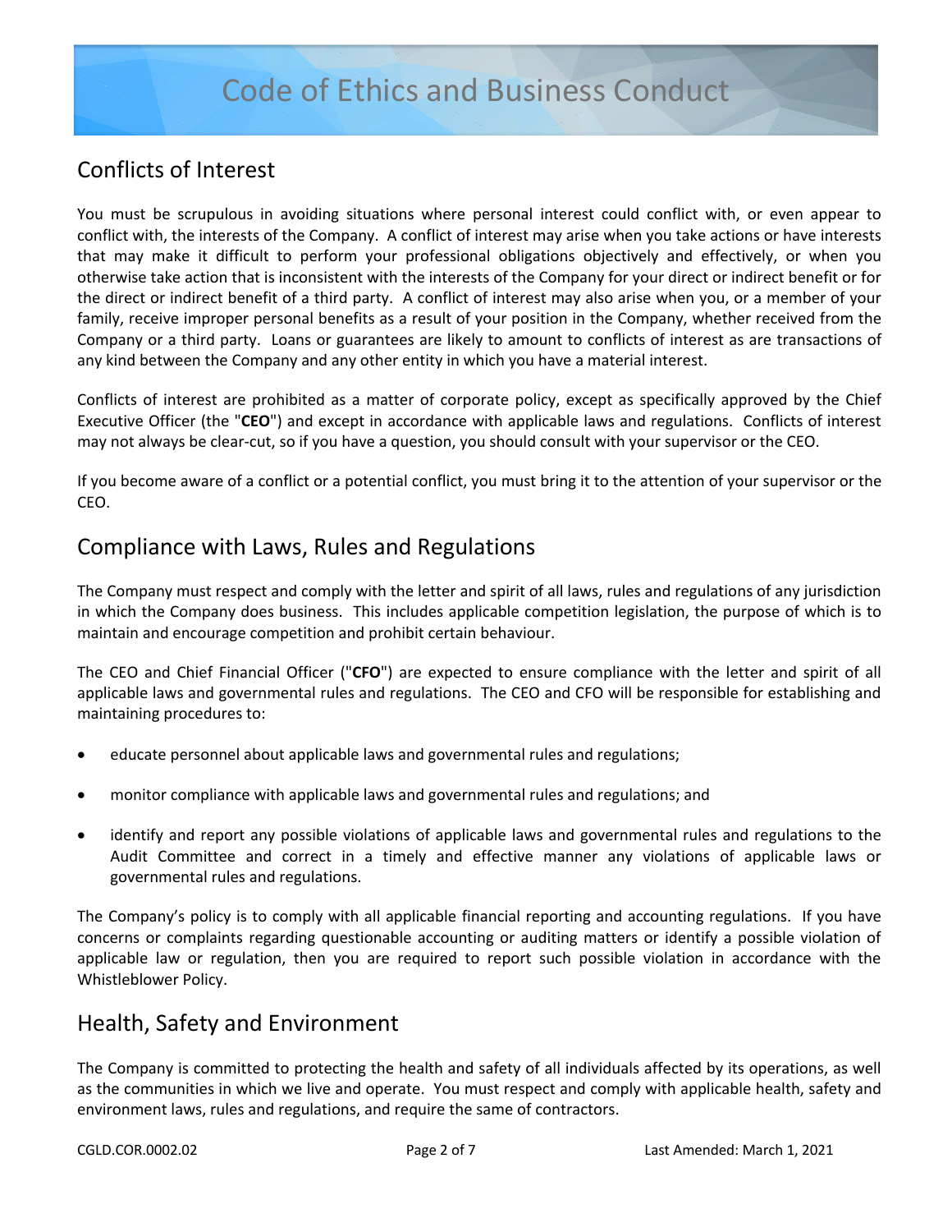## Conflicts of Interest

You must be scrupulous in avoiding situations where personal interest could conflict with, or even appear to conflict with, the interests of the Company. A conflict of interest may arise when you take actions or have interests that may make it difficult to perform your professional obligations objectively and effectively, or when you otherwise take action that is inconsistent with the interests of the Company for your direct or indirect benefit or for the direct or indirect benefit of a third party. A conflict of interest may also arise when you, or a member of your family, receive improper personal benefits as a result of your position in the Company, whether received from the Company or a third party. Loans or guarantees are likely to amount to conflicts of interest as are transactions of any kind between the Company and any other entity in which you have a material interest.

Conflicts of interest are prohibited as a matter of corporate policy, except as specifically approved by the Chief Executive Officer (the "**CEO**") and except in accordance with applicable laws and regulations. Conflicts of interest may not always be clear-cut, so if you have a question, you should consult with your supervisor or the CEO.

If you become aware of a conflict or a potential conflict, you must bring it to the attention of your supervisor or the CEO.

## Compliance with Laws, Rules and Regulations

The Company must respect and comply with the letter and spirit of all laws, rules and regulations of any jurisdiction in which the Company does business. This includes applicable competition legislation, the purpose of which is to maintain and encourage competition and prohibit certain behaviour.

The CEO and Chief Financial Officer ("**CFO**") are expected to ensure compliance with the letter and spirit of all applicable laws and governmental rules and regulations. The CEO and CFO will be responsible for establishing and maintaining procedures to:

- educate personnel about applicable laws and governmental rules and regulations;
- monitor compliance with applicable laws and governmental rules and regulations; and
- identify and report any possible violations of applicable laws and governmental rules and regulations to the Audit Committee and correct in a timely and effective manner any violations of applicable laws or governmental rules and regulations.

The Company's policy is to comply with all applicable financial reporting and accounting regulations. If you have concerns or complaints regarding questionable accounting or auditing matters or identify a possible violation of applicable law or regulation, then you are required to report such possible violation in accordance with the Whistleblower Policy.

## Health, Safety and Environment

The Company is committed to protecting the health and safety of all individuals affected by its operations, as well as the communities in which we live and operate. You must respect and comply with applicable health, safety and environment laws, rules and regulations, and require the same of contractors.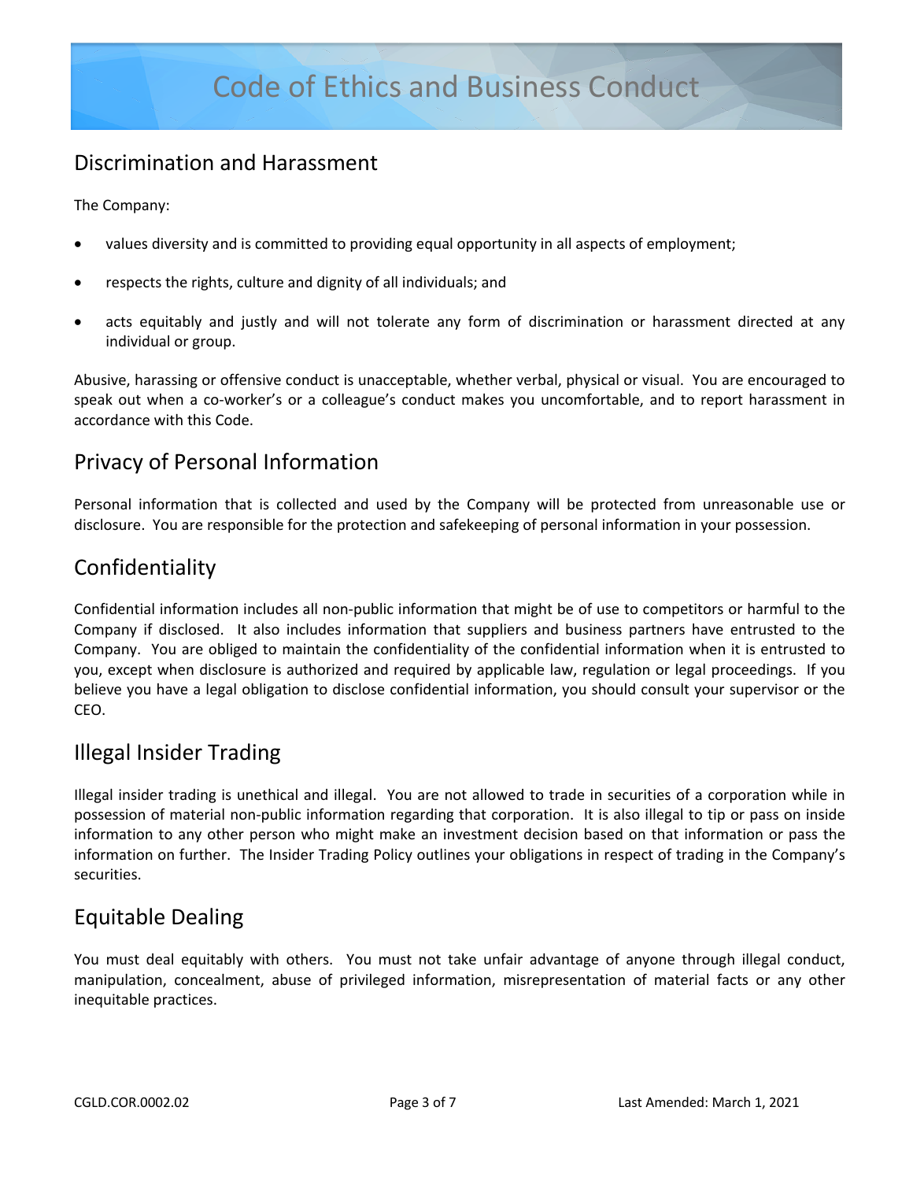## Discrimination and Harassment

The Company:

- values diversity and is committed to providing equal opportunity in all aspects of employment;
- respects the rights, culture and dignity of all individuals; and
- acts equitably and justly and will not tolerate any form of discrimination or harassment directed at any individual or group.

Abusive, harassing or offensive conduct is unacceptable, whether verbal, physical or visual. You are encouraged to speak out when a co-worker's or a colleague's conduct makes you uncomfortable, and to report harassment in accordance with this Code.

## Privacy of Personal Information

Personal information that is collected and used by the Company will be protected from unreasonable use or disclosure. You are responsible for the protection and safekeeping of personal information in your possession.

## Confidentiality

Confidential information includes all non-public information that might be of use to competitors or harmful to the Company if disclosed. It also includes information that suppliers and business partners have entrusted to the Company. You are obliged to maintain the confidentiality of the confidential information when it is entrusted to you, except when disclosure is authorized and required by applicable law, regulation or legal proceedings. If you believe you have a legal obligation to disclose confidential information, you should consult your supervisor or the CEO.

## Illegal Insider Trading

Illegal insider trading is unethical and illegal. You are not allowed to trade in securities of a corporation while in possession of material non-public information regarding that corporation. It is also illegal to tip or pass on inside information to any other person who might make an investment decision based on that information or pass the information on further. The Insider Trading Policy outlines your obligations in respect of trading in the Company's securities.

## Equitable Dealing

You must deal equitably with others. You must not take unfair advantage of anyone through illegal conduct, manipulation, concealment, abuse of privileged information, misrepresentation of material facts or any other inequitable practices.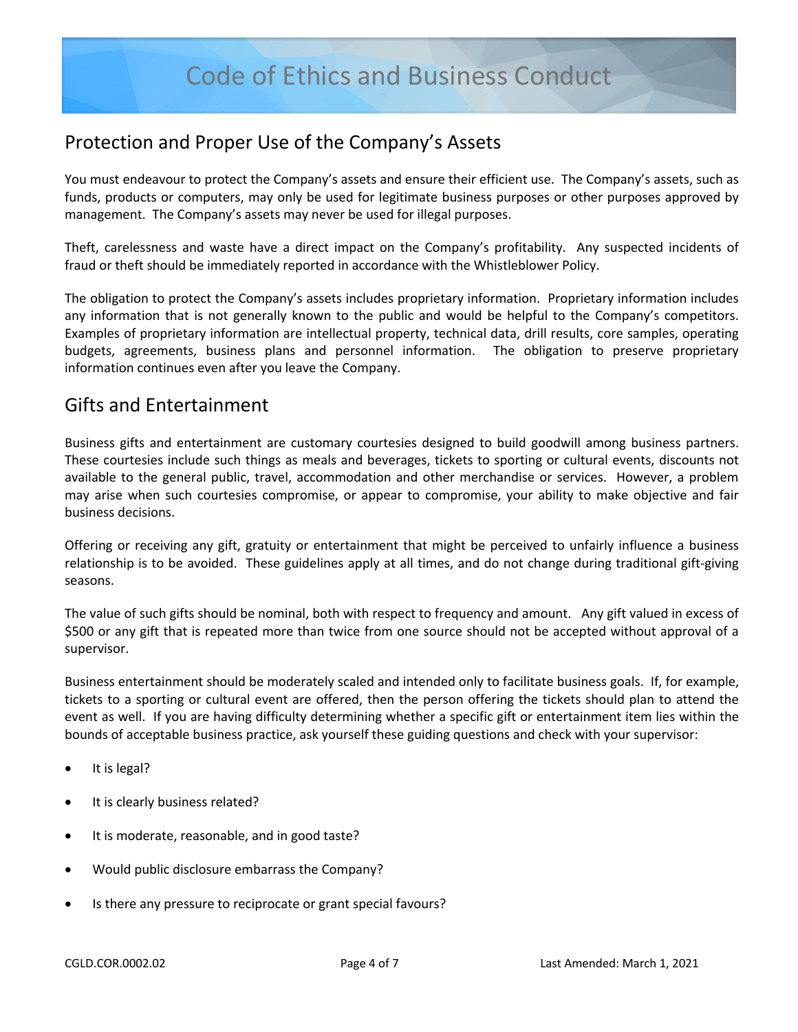## Protection and Proper Use of the Company's Assets

You must endeavour to protect the Company's assets and ensure their efficient use. The Company's assets, such as funds, products or computers, may only be used for legitimate business purposes or other purposes approved by management. The Company's assets may never be used for illegal purposes.

Theft, carelessness and waste have a direct impact on the Company's profitability. Any suspected incidents of fraud or theft should be immediately reported in accordance with the Whistleblower Policy.

The obligation to protect the Company's assets includes proprietary information. Proprietary information includes any information that is not generally known to the public and would be helpful to the Company's competitors. Examples of proprietary information are intellectual property, technical data, drill results, core samples, operating budgets, agreements, business plans and personnel information. The obligation to preserve proprietary information continues even after you leave the Company.

## Gifts and Entertainment

Business gifts and entertainment are customary courtesies designed to build goodwill among business partners. These courtesies include such things as meals and beverages, tickets to sporting or cultural events, discounts not available to the general public, travel, accommodation and other merchandise or services. However, a problem may arise when such courtesies compromise, or appear to compromise, your ability to make objective and fair business decisions.

Offering or receiving any gift, gratuity or entertainment that might be perceived to unfairly influence a business relationship is to be avoided. These guidelines apply at all times, and do not change during traditional gift-giving seasons.

The value of such gifts should be nominal, both with respect to frequency and amount. Any gift valued in excess of $500 or any gift that is repeated more than twice from one source should not be accepted without approval of a supervisor.

Business entertainment should be moderately scaled and intended only to facilitate business goals. If, for example, tickets to a sporting or cultural event are offered, then the person offering the tickets should plan to attend the event as well. If you are having difficulty determining whether a specific gift or entertainment item lies within the bounds of acceptable business practice, ask yourself these guiding questions and check with your supervisor:

- It is legal?
- It is clearly business related?
- It is moderate, reasonable, and in good taste?
- Would public disclosure embarrass the Company?
- Is there any pressure to reciprocate or grant special favours?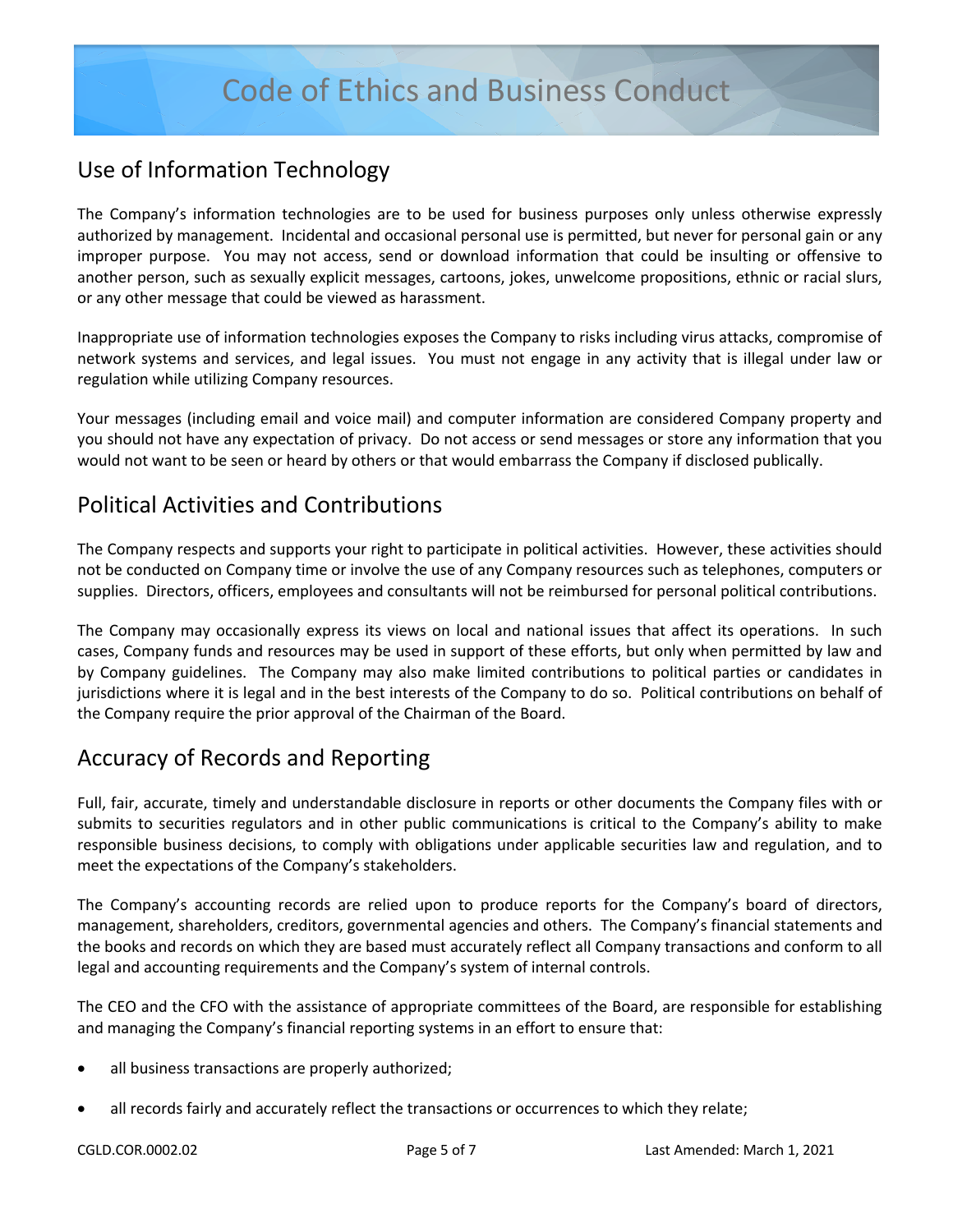## Use of Information Technology

The Company's information technologies are to be used for business purposes only unless otherwise expressly authorized by management. Incidental and occasional personal use is permitted, but never for personal gain or any improper purpose. You may not access, send or download information that could be insulting or offensive to another person, such as sexually explicit messages, cartoons, jokes, unwelcome propositions, ethnic or racial slurs, or any other message that could be viewed as harassment.

Inappropriate use of information technologies exposes the Company to risks including virus attacks, compromise of network systems and services, and legal issues. You must not engage in any activity that is illegal under law or regulation while utilizing Company resources.

Your messages (including email and voice mail) and computer information are considered Company property and you should not have any expectation of privacy. Do not access or send messages or store any information that you would not want to be seen or heard by others or that would embarrass the Company if disclosed publically.

## Political Activities and Contributions

The Company respects and supports your right to participate in political activities. However, these activities should not be conducted on Company time or involve the use of any Company resources such as telephones, computers or supplies. Directors, officers, employees and consultants will not be reimbursed for personal political contributions.

The Company may occasionally express its views on local and national issues that affect its operations. In such cases, Company funds and resources may be used in support of these efforts, but only when permitted by law and by Company guidelines. The Company may also make limited contributions to political parties or candidates in jurisdictions where it is legal and in the best interests of the Company to do so. Political contributions on behalf of the Company require the prior approval of the Chairman of the Board.

## Accuracy of Records and Reporting

Full, fair, accurate, timely and understandable disclosure in reports or other documents the Company files with or submits to securities regulators and in other public communications is critical to the Company's ability to make responsible business decisions, to comply with obligations under applicable securities law and regulation, and to meet the expectations of the Company's stakeholders.

The Company's accounting records are relied upon to produce reports for the Company's board of directors, management, shareholders, creditors, governmental agencies and others. The Company's financial statements and the books and records on which they are based must accurately reflect all Company transactions and conform to all legal and accounting requirements and the Company's system of internal controls.

The CEO and the CFO with the assistance of appropriate committees of the Board, are responsible for establishing and managing the Company's financial reporting systems in an effort to ensure that:

- all business transactions are properly authorized;
- all records fairly and accurately reflect the transactions or occurrences to which they relate;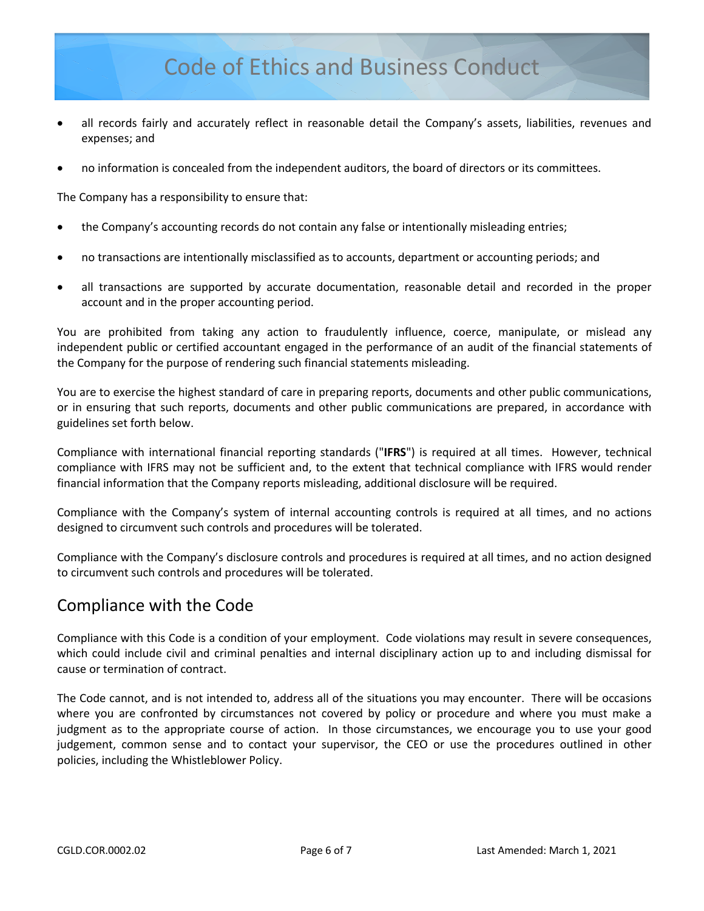- all records fairly and accurately reflect in reasonable detail the Company's assets, liabilities, revenues and expenses; and
- no information is concealed from the independent auditors, the board of directors or its committees.

The Company has a responsibility to ensure that:

- the Company's accounting records do not contain any false or intentionally misleading entries;
- no transactions are intentionally misclassified as to accounts, department or accounting periods; and
- all transactions are supported by accurate documentation, reasonable detail and recorded in the proper account and in the proper accounting period.

You are prohibited from taking any action to fraudulently influence, coerce, manipulate, or mislead any independent public or certified accountant engaged in the performance of an audit of the financial statements of the Company for the purpose of rendering such financial statements misleading.

You are to exercise the highest standard of care in preparing reports, documents and other public communications, or in ensuring that such reports, documents and other public communications are prepared, in accordance with guidelines set forth below.

Compliance with international financial reporting standards ("**IFRS**") is required at all times. However, technical compliance with IFRS may not be sufficient and, to the extent that technical compliance with IFRS would render financial information that the Company reports misleading, additional disclosure will be required.

Compliance with the Company's system of internal accounting controls is required at all times, and no actions designed to circumvent such controls and procedures will be tolerated.

Compliance with the Company's disclosure controls and procedures is required at all times, and no action designed to circumvent such controls and procedures will be tolerated.

## Compliance with the Code

Compliance with this Code is a condition of your employment. Code violations may result in severe consequences, which could include civil and criminal penalties and internal disciplinary action up to and including dismissal for cause or termination of contract.

The Code cannot, and is not intended to, address all of the situations you may encounter. There will be occasions where you are confronted by circumstances not covered by policy or procedure and where you must make a judgment as to the appropriate course of action. In those circumstances, we encourage you to use your good judgement, common sense and to contact your supervisor, the CEO or use the procedures outlined in other policies, including the Whistleblower Policy.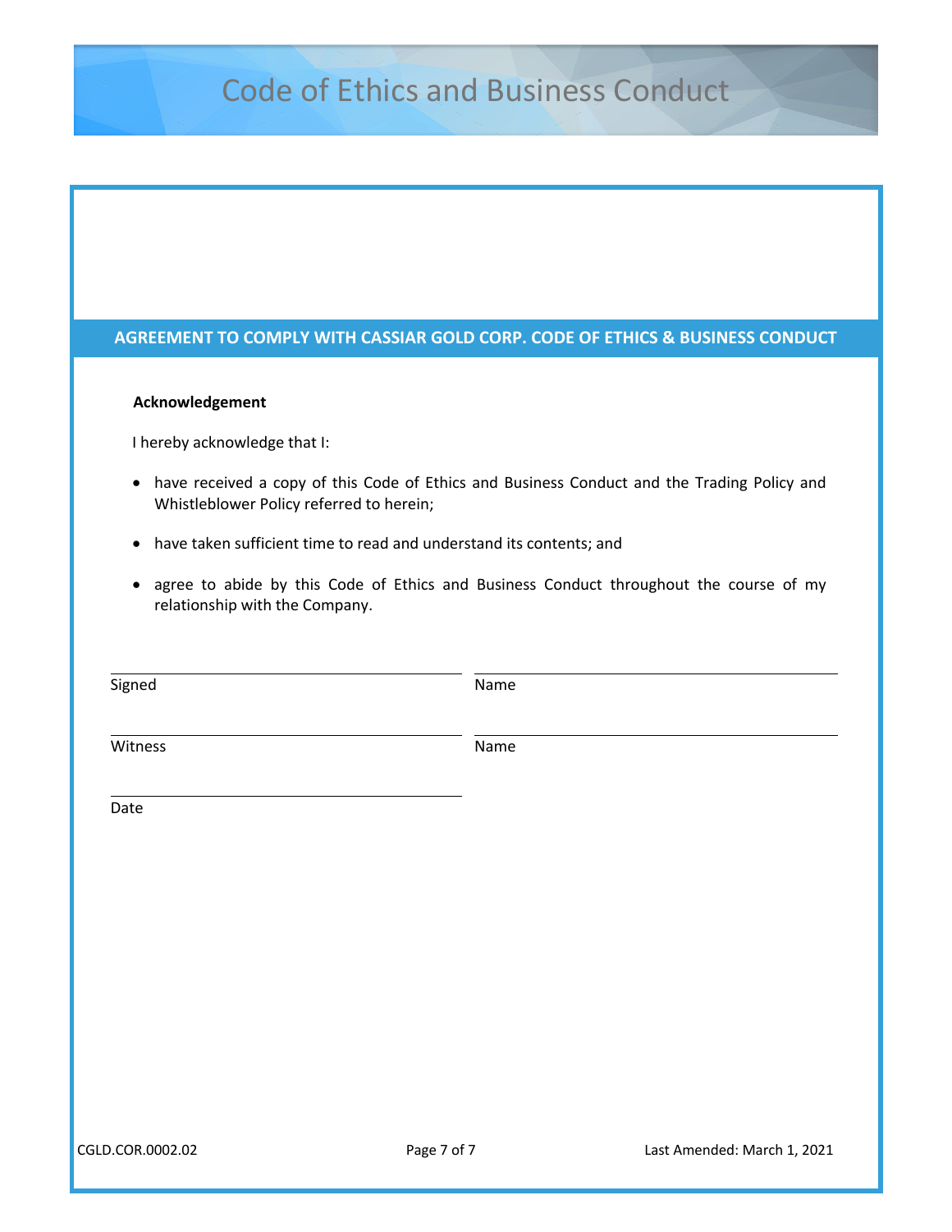## AGREEMENT TO COMPLY WITH CASSIAR GOLD CORP. CODE OF ETHICS & BUSINESS CONDUCT

**Acknowledgement**

I hereby acknowledge that I:

- have received a copy of this Code of Ethics and Business Conduct and the Trading Policy and Whistleblower Policy referred to herein;
- have taken sufficient time to read and understand its contents; and
- agree to abide by this Code of Ethics and Business Conduct throughout the course of my relationship with the Company.

| | |
|---|---|
| \_\_\_\_\_\_\_\_\_\_\_\_\_\_\_\_\_\_\_\_ | \_\_\_\_\_\_\_\_\_\_\_\_\_\_\_\_\_\_\_\_ |
| Signed | Name |
| \_\_\_\_\_\_\_\_\_\_\_\_\_\_\_\_\_\_\_\_ | \_\_\_\_\_\_\_\_\_\_\_\_\_\_\_\_\_\_\_\_ |
| Witness | Name |
| \_\_\_\_\_\_\_\_\_\_\_\_\_\_\_\_\_\_\_\_ | |
| Date | |

CGLD.COR.0002.02 Last Amended: March 1, 2021